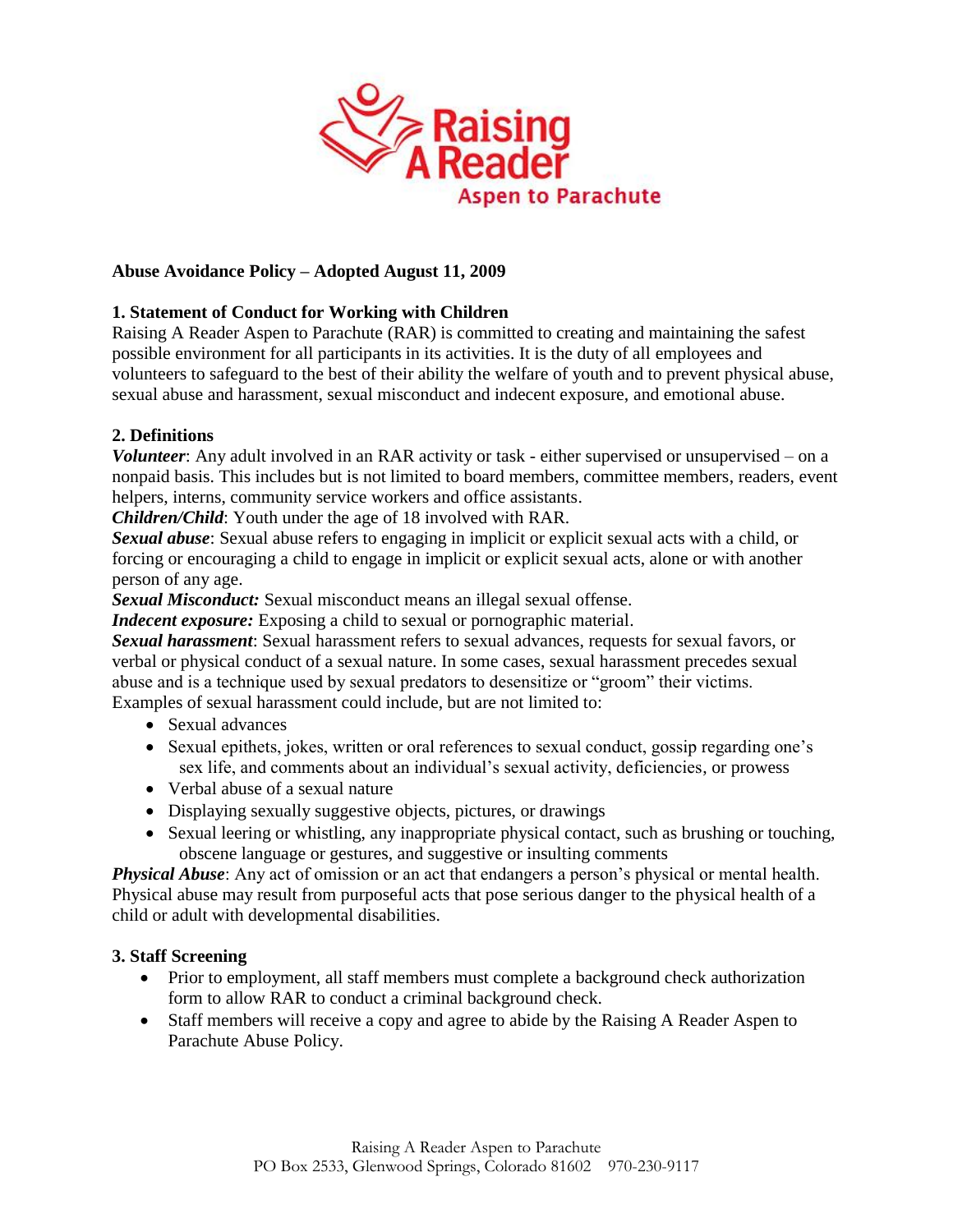Raising A Reader
Aspen to Parachute

**Abuse Avoidance Policy – Adopted August 11, 2009**

**1. Statement of Conduct for Working with Children**

Raising A Reader Aspen to Parachute (RAR) is committed to creating and maintaining the safest possible environment for all participants in its activities. It is the duty of all employees and volunteers to safeguard to the best of their ability the welfare of youth and to prevent physical abuse, sexual abuse and harassment, sexual misconduct and indecent exposure, and emotional abuse.

**2. Definitions**

***Volunteer***: Any adult involved in an RAR activity or task - either supervised or unsupervised – on a nonpaid basis. This includes but is not limited to board members, committee members, readers, event helpers, interns, community service workers and office assistants.

***Children/Child***: Youth under the age of 18 involved with RAR.

***Sexual abuse***: Sexual abuse refers to engaging in implicit or explicit sexual acts with a child, or forcing or encouraging a child to engage in implicit or explicit sexual acts, alone or with another person of any age.

***Sexual Misconduct:*** Sexual misconduct means an illegal sexual offense.

***Indecent exposure:*** Exposing a child to sexual or pornographic material.

***Sexual harassment***: Sexual harassment refers to sexual advances, requests for sexual favors, or verbal or physical conduct of a sexual nature. In some cases, sexual harassment precedes sexual abuse and is a technique used by sexual predators to desensitize or "groom" their victims. Examples of sexual harassment could include, but are not limited to:

- Sexual advances
- Sexual epithets, jokes, written or oral references to sexual conduct, gossip regarding one's sex life, and comments about an individual's sexual activity, deficiencies, or prowess
- Verbal abuse of a sexual nature
- Displaying sexually suggestive objects, pictures, or drawings
- Sexual leering or whistling, any inappropriate physical contact, such as brushing or touching, obscene language or gestures, and suggestive or insulting comments

***Physical Abuse***: Any act of omission or an act that endangers a person's physical or mental health. Physical abuse may result from purposeful acts that pose serious danger to the physical health of a child or adult with developmental disabilities.

**3. Staff Screening**

- Prior to employment, all staff members must complete a background check authorization form to allow RAR to conduct a criminal background check.
- Staff members will receive a copy and agree to abide by the Raising A Reader Aspen to Parachute Abuse Policy.

Raising A Reader Aspen to Parachute
PO Box 2533, Glenwood Springs, Colorado 81602 970-230-9117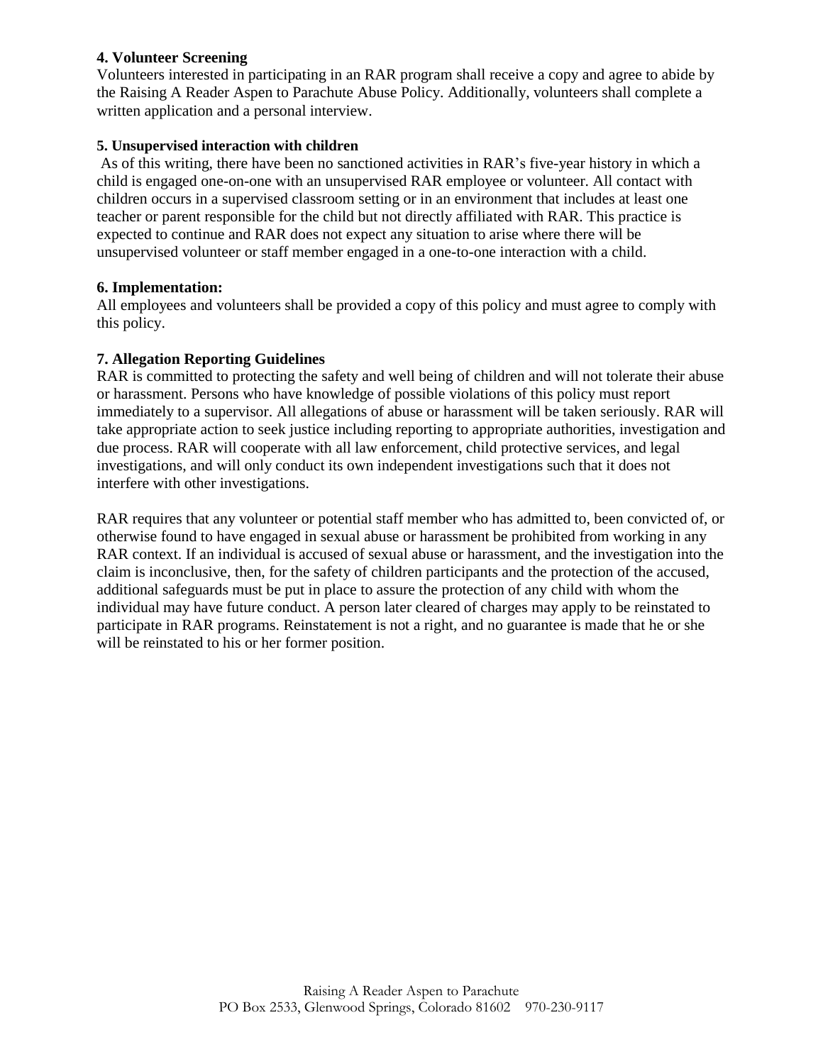**4. Volunteer Screening**

Volunteers interested in participating in an RAR program shall receive a copy and agree to abide by the Raising A Reader Aspen to Parachute Abuse Policy. Additionally, volunteers shall complete a written application and a personal interview.

**5. Unsupervised interaction with children**

As of this writing, there have been no sanctioned activities in RAR's five-year history in which a child is engaged one-on-one with an unsupervised RAR employee or volunteer. All contact with children occurs in a supervised classroom setting or in an environment that includes at least one teacher or parent responsible for the child but not directly affiliated with RAR. This practice is expected to continue and RAR does not expect any situation to arise where there will be unsupervised volunteer or staff member engaged in a one-to-one interaction with a child.

**6. Implementation:**

All employees and volunteers shall be provided a copy of this policy and must agree to comply with this policy.

**7. Allegation Reporting Guidelines**

RAR is committed to protecting the safety and well being of children and will not tolerate their abuse or harassment. Persons who have knowledge of possible violations of this policy must report immediately to a supervisor. All allegations of abuse or harassment will be taken seriously. RAR will take appropriate action to seek justice including reporting to appropriate authorities, investigation and due process. RAR will cooperate with all law enforcement, child protective services, and legal investigations, and will only conduct its own independent investigations such that it does not interfere with other investigations.

RAR requires that any volunteer or potential staff member who has admitted to, been convicted of, or otherwise found to have engaged in sexual abuse or harassment be prohibited from working in any RAR context. If an individual is accused of sexual abuse or harassment, and the investigation into the claim is inconclusive, then, for the safety of children participants and the protection of the accused, additional safeguards must be put in place to assure the protection of any child with whom the individual may have future conduct. A person later cleared of charges may apply to be reinstated to participate in RAR programs. Reinstatement is not a right, and no guarantee is made that he or she will be reinstated to his or her former position.